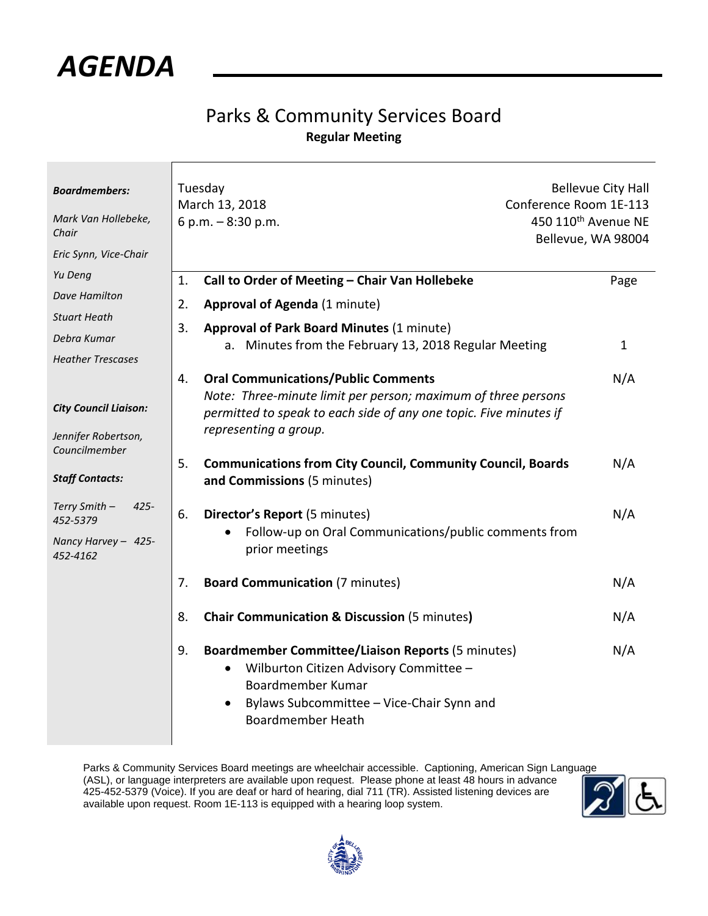# AGENDA

## Parks & Community Services Board

**Regular Meeting**

***Boardmembers:***

*Mark Van Hollebeke, Chair*

*Eric Synn, Vice-Chair*

*Yu Deng*

*Dave Hamilton*

*Stuart Heath*

*Debra Kumar*

*Heather Trescases*

***City Council Liaison:***

*Jennifer Robertson, Councilmember*

***Staff Contacts:***

*Terry Smith – 425-452-5379*

*Nancy Harvey – 425-452-4162*

Tuesday
March 13, 2018
6 p.m. – 8:30 p.m.

Bellevue City Hall
Conference Room 1E-113
450 110th Avenue NE
Bellevue, WA 98004

| | | Page |
|---|---|---|
| 1. | **Call to Order of Meeting – Chair Van Hollebeke** | |
| 2. | **Approval of Agenda** (1 minute) | |
| 3. | **Approval of Park Board Minutes** (1 minute)<br>a. Minutes from the February 13, 2018 Regular Meeting | 1 |
| 4. | **Oral Communications/Public Comments**<br>*Note: Three-minute limit per person; maximum of three persons permitted to speak to each side of any one topic. Five minutes if representing a group.* | N/A |
| 5. | **Communications from City Council, Community Council, Boards and Commissions** (5 minutes) | N/A |
| 6. | **Director's Report** (5 minutes)<br>• Follow-up on Oral Communications/public comments from prior meetings | N/A |
| 7. | **Board Communication** (7 minutes) | N/A |
| 8. | **Chair Communication & Discussion** (5 minutes) | N/A |
| 9. | **Boardmember Committee/Liaison Reports** (5 minutes)<br>• Wilburton Citizen Advisory Committee – Boardmember Kumar<br>• Bylaws Subcommittee – Vice-Chair Synn and Boardmember Heath | N/A |

Parks & Community Services Board meetings are wheelchair accessible. Captioning, American Sign Language (ASL), or language interpreters are available upon request. Please phone at least 48 hours in advance 425-452-5379 (Voice). If you are deaf or hard of hearing, dial 711 (TR). Assisted listening devices are available upon request. Room 1E-113 is equipped with a hearing loop system.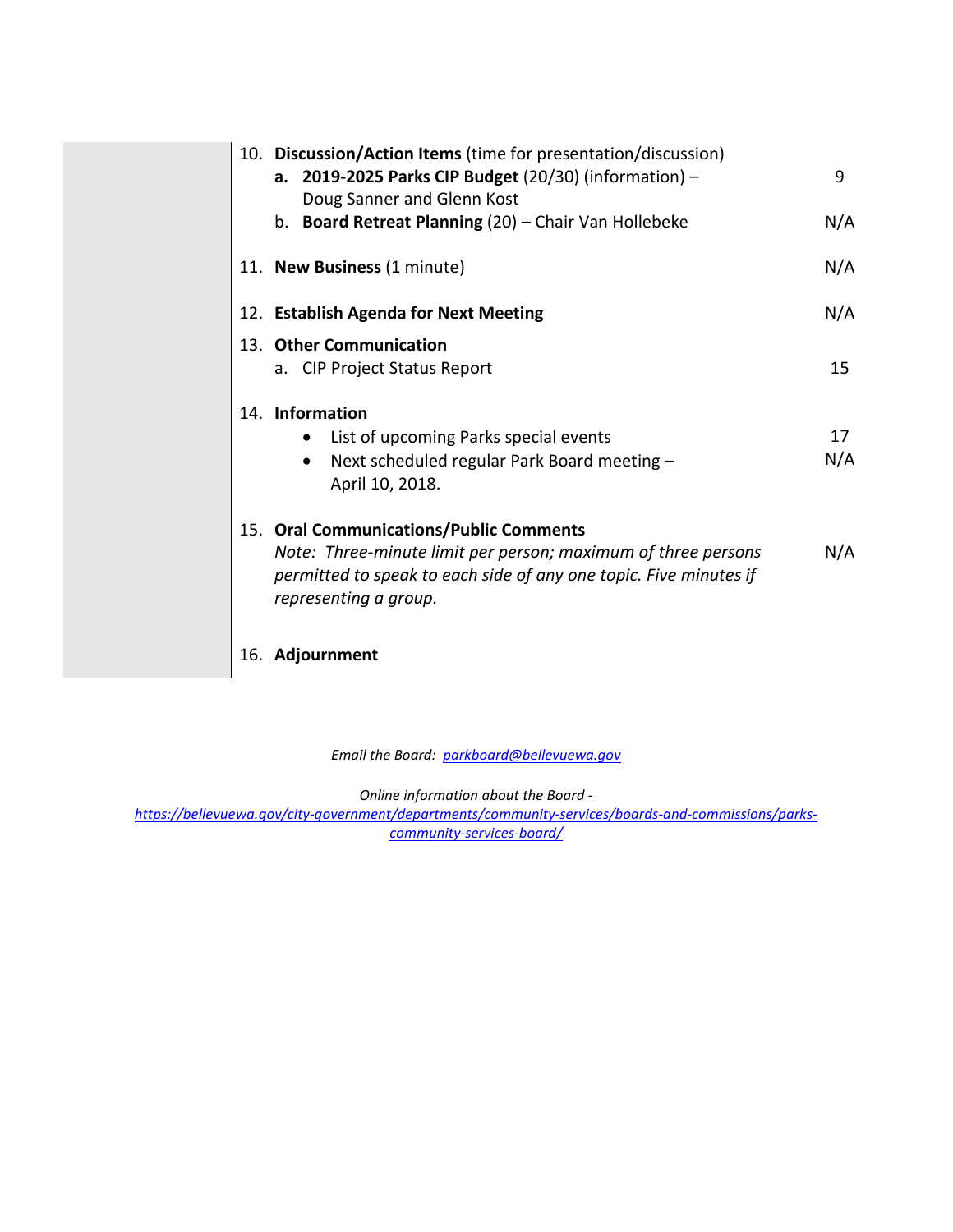| | |
|---|---|
| 10. **Discussion/Action Items** (time for presentation/discussion) | |
| **a. 2019-2025 Parks CIP Budget** (20/30) (information) – Doug Sanner and Glenn Kost | 9 |
| b. **Board Retreat Planning** (20) – Chair Van Hollebeke | N/A |
| 11. **New Business** (1 minute) | N/A |
| 12. **Establish Agenda for Next Meeting** | N/A |
| 13. **Other Communication** | |
| a. CIP Project Status Report | 15 |
| 14. **Information** | |
| • List of upcoming Parks special events | 17 |
| • Next scheduled regular Park Board meeting – April 10, 2018. | N/A |
| 15. **Oral Communications/Public Comments** *Note: Three-minute limit per person; maximum of three persons permitted to speak to each side of any one topic. Five minutes if representing a group.* | N/A |
| 16. **Adjournment** | |

*Email the Board: parkboard@bellevuewa.gov*

*Online information about the Board - https://bellevuewa.gov/city-government/departments/community-services/boards-and-commissions/parks-community-services-board/*